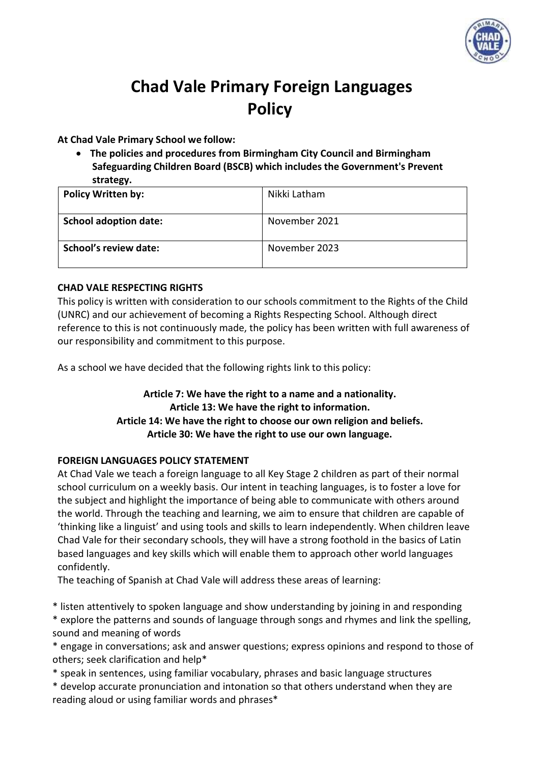# Chad Vale Primary Foreign Languages Policy

**At Chad Vale Primary School we follow:**

- **The policies and procedures from Birmingham City Council and Birmingham Safeguarding Children Board (BSCB) which includes the Government's Prevent strategy.**

| **Policy Written by:** | Nikki Latham |
|---|---|
| **School adoption date:** | November 2021 |
| **School's review date:** | November 2023 |

**CHAD VALE RESPECTING RIGHTS**

This policy is written with consideration to our schools commitment to the Rights of the Child (UNRC) and our achievement of becoming a Rights Respecting School. Although direct reference to this is not continuously made, the policy has been written with full awareness of our responsibility and commitment to this purpose.

As a school we have decided that the following rights link to this policy:

**Article 7: We have the right to a name and a nationality.**
**Article 13: We have the right to information.**
**Article 14: We have the right to choose our own religion and beliefs.**
**Article 30: We have the right to use our own language.**

**FOREIGN LANGUAGES POLICY STATEMENT**

At Chad Vale we teach a foreign language to all Key Stage 2 children as part of their normal school curriculum on a weekly basis. Our intent in teaching languages, is to foster a love for the subject and highlight the importance of being able to communicate with others around the world. Through the teaching and learning, we aim to ensure that children are capable of 'thinking like a linguist' and using tools and skills to learn independently. When children leave Chad Vale for their secondary schools, they will have a strong foothold in the basics of Latin based languages and key skills which will enable them to approach other world languages confidently.

The teaching of Spanish at Chad Vale will address these areas of learning:

* listen attentively to spoken language and show understanding by joining in and responding
* explore the patterns and sounds of language through songs and rhymes and link the spelling, sound and meaning of words
* engage in conversations; ask and answer questions; express opinions and respond to those of others; seek clarification and help*
* speak in sentences, using familiar vocabulary, phrases and basic language structures
* develop accurate pronunciation and intonation so that others understand when they are reading aloud or using familiar words and phrases*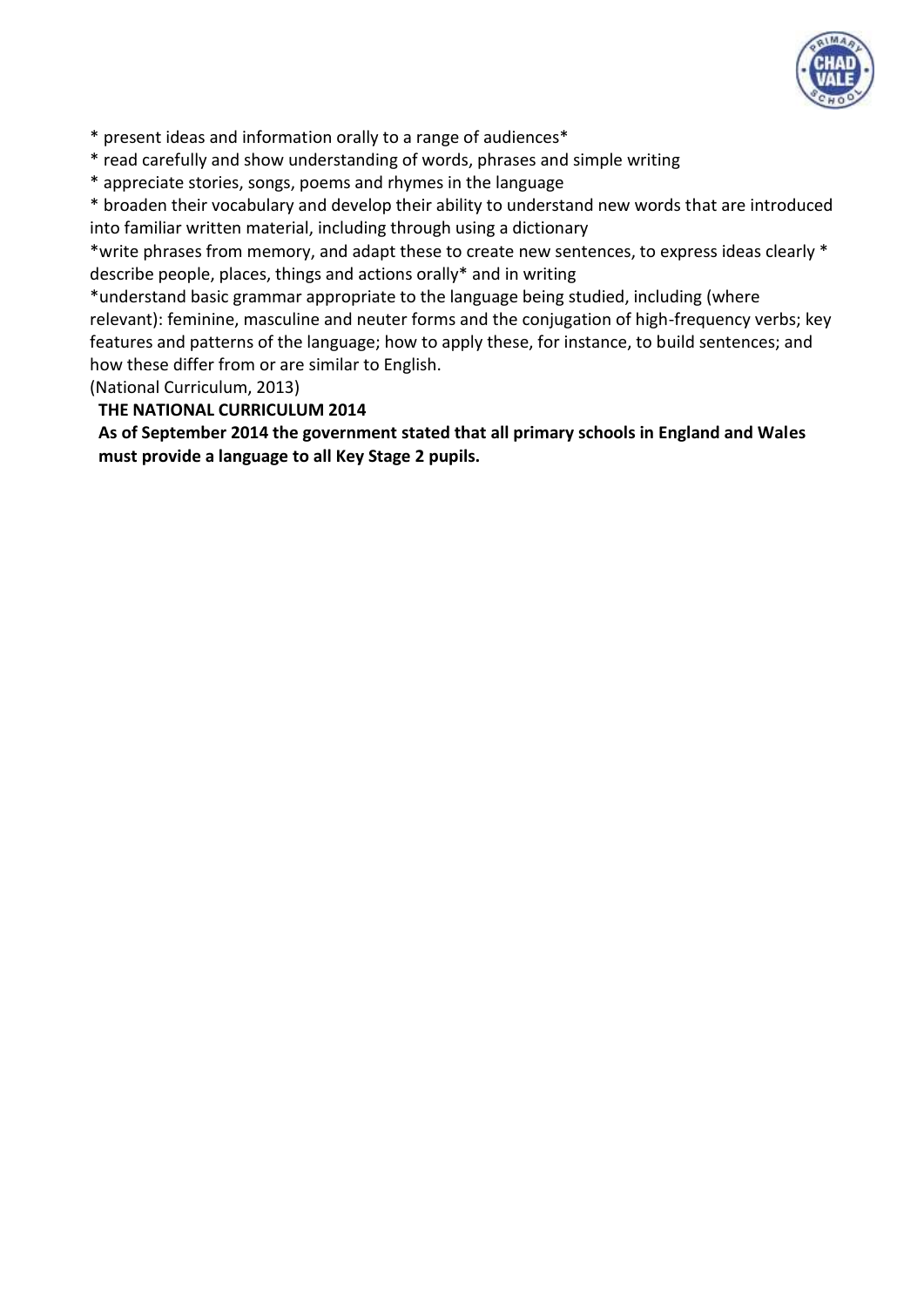* present ideas and information orally to a range of audiences*

* read carefully and show understanding of words, phrases and simple writing

* appreciate stories, songs, poems and rhymes in the language

* broaden their vocabulary and develop their ability to understand new words that are introduced into familiar written material, including through using a dictionary

*write phrases from memory, and adapt these to create new sentences, to express ideas clearly * describe people, places, things and actions orally* and in writing

*understand basic grammar appropriate to the language being studied, including (where relevant): feminine, masculine and neuter forms and the conjugation of high-frequency verbs; key features and patterns of the language; how to apply these, for instance, to build sentences; and how these differ from or are similar to English.

(National Curriculum, 2013)

**THE NATIONAL CURRICULUM 2014**

**As of September 2014 the government stated that all primary schools in England and Wales must provide a language to all Key Stage 2 pupils.**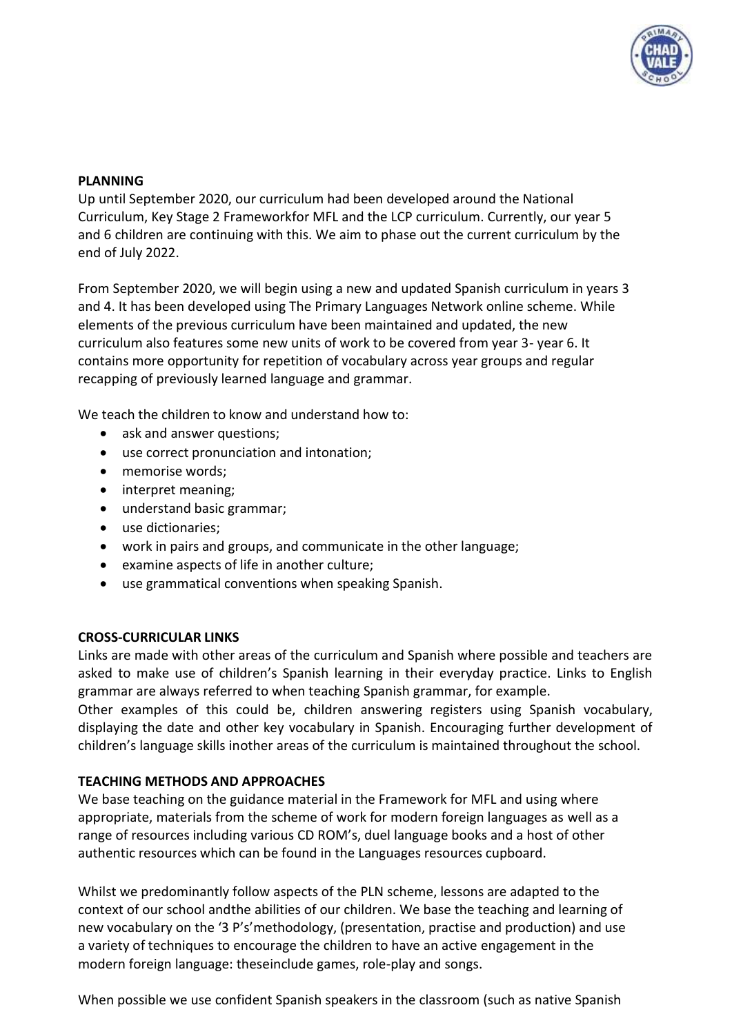**PLANNING**

Up until September 2020, our curriculum had been developed around the National Curriculum, Key Stage 2 Frameworkfor MFL and the LCP curriculum. Currently, our year 5 and 6 children are continuing with this. We aim to phase out the current curriculum by the end of July 2022.

From September 2020, we will begin using a new and updated Spanish curriculum in years 3 and 4. It has been developed using The Primary Languages Network online scheme. While elements of the previous curriculum have been maintained and updated, the new curriculum also features some new units of work to be covered from year 3- year 6. It contains more opportunity for repetition of vocabulary across year groups and regular recapping of previously learned language and grammar.

We teach the children to know and understand how to:

- ask and answer questions;
- use correct pronunciation and intonation;
- memorise words;
- interpret meaning;
- understand basic grammar;
- use dictionaries;
- work in pairs and groups, and communicate in the other language;
- examine aspects of life in another culture;
- use grammatical conventions when speaking Spanish.

**CROSS-CURRICULAR LINKS**

Links are made with other areas of the curriculum and Spanish where possible and teachers are asked to make use of children's Spanish learning in their everyday practice. Links to English grammar are always referred to when teaching Spanish grammar, for example.
Other examples of this could be, children answering registers using Spanish vocabulary, displaying the date and other key vocabulary in Spanish. Encouraging further development of children's language skills inother areas of the curriculum is maintained throughout the school.

**TEACHING METHODS AND APPROACHES**

We base teaching on the guidance material in the Framework for MFL and using where appropriate, materials from the scheme of work for modern foreign languages as well as a range of resources including various CD ROM's, duel language books and a host of other authentic resources which can be found in the Languages resources cupboard.

Whilst we predominantly follow aspects of the PLN scheme, lessons are adapted to the context of our school andthe abilities of our children. We base the teaching and learning of new vocabulary on the '3 P's'methodology, (presentation, practise and production) and use a variety of techniques to encourage the children to have an active engagement in the modern foreign language: theseinclude games, role-play and songs.

When possible we use confident Spanish speakers in the classroom (such as native Spanish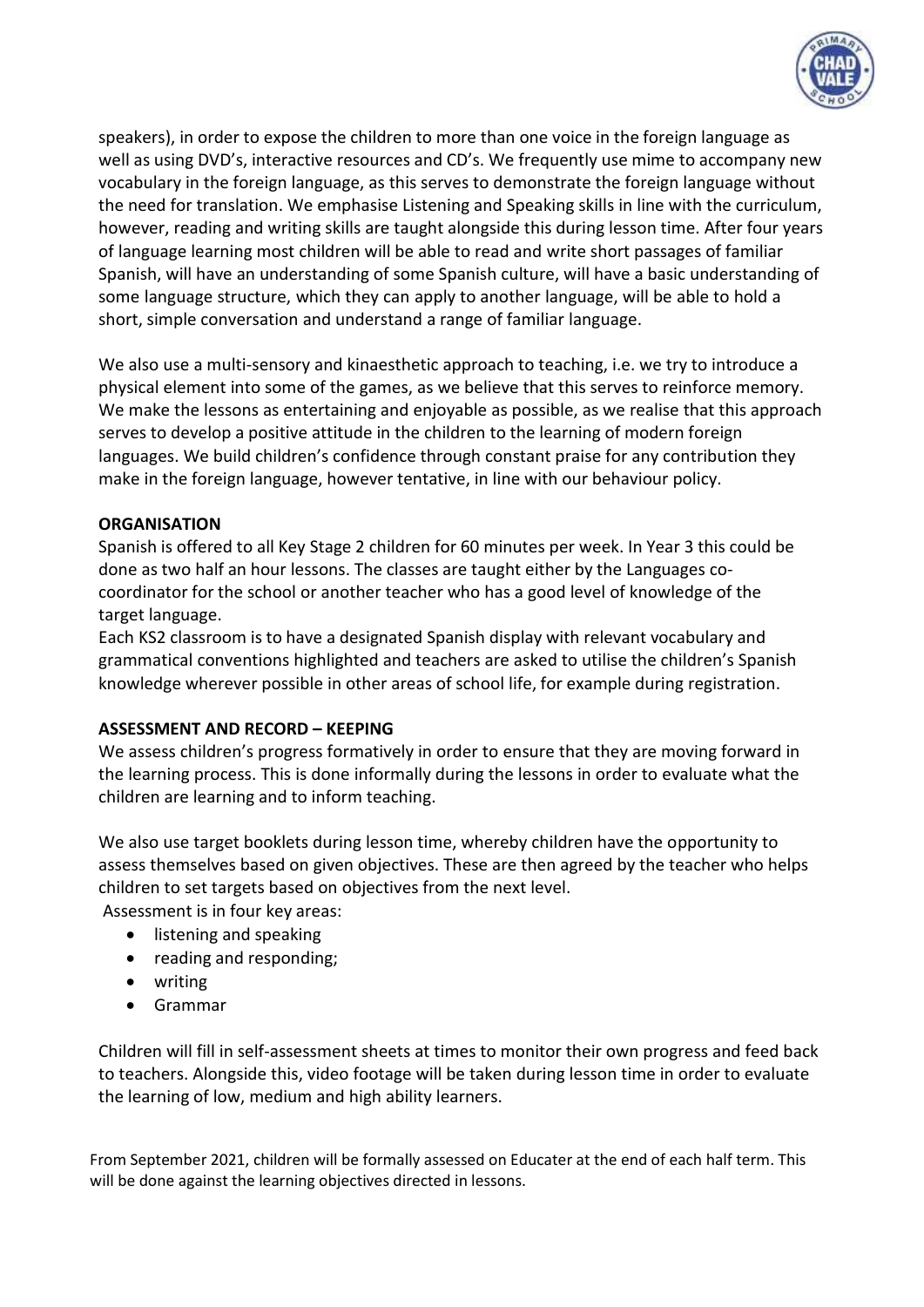speakers), in order to expose the children to more than one voice in the foreign language as well as using DVD's, interactive resources and CD's. We frequently use mime to accompany new vocabulary in the foreign language, as this serves to demonstrate the foreign language without the need for translation. We emphasise Listening and Speaking skills in line with the curriculum, however, reading and writing skills are taught alongside this during lesson time. After four years of language learning most children will be able to read and write short passages of familiar Spanish, will have an understanding of some Spanish culture, will have a basic understanding of some language structure, which they can apply to another language, will be able to hold a short, simple conversation and understand a range of familiar language.

We also use a multi-sensory and kinaesthetic approach to teaching, i.e. we try to introduce a physical element into some of the games, as we believe that this serves to reinforce memory. We make the lessons as entertaining and enjoyable as possible, as we realise that this approach serves to develop a positive attitude in the children to the learning of modern foreign languages. We build children's confidence through constant praise for any contribution they make in the foreign language, however tentative, in line with our behaviour policy.

**ORGANISATION**

Spanish is offered to all Key Stage 2 children for 60 minutes per week. In Year 3 this could be done as two half an hour lessons. The classes are taught either by the Languages co-coordinator for the school or another teacher who has a good level of knowledge of the target language.

Each KS2 classroom is to have a designated Spanish display with relevant vocabulary and grammatical conventions highlighted and teachers are asked to utilise the children's Spanish knowledge wherever possible in other areas of school life, for example during registration.

**ASSESSMENT AND RECORD – KEEPING**

We assess children's progress formatively in order to ensure that they are moving forward in the learning process. This is done informally during the lessons in order to evaluate what the children are learning and to inform teaching.

We also use target booklets during lesson time, whereby children have the opportunity to assess themselves based on given objectives. These are then agreed by the teacher who helps children to set targets based on objectives from the next level.

Assessment is in four key areas:

- listening and speaking
- reading and responding;
- writing
- Grammar

Children will fill in self-assessment sheets at times to monitor their own progress and feed back to teachers. Alongside this, video footage will be taken during lesson time in order to evaluate the learning of low, medium and high ability learners.

From September 2021, children will be formally assessed on Educater at the end of each half term. This will be done against the learning objectives directed in lessons.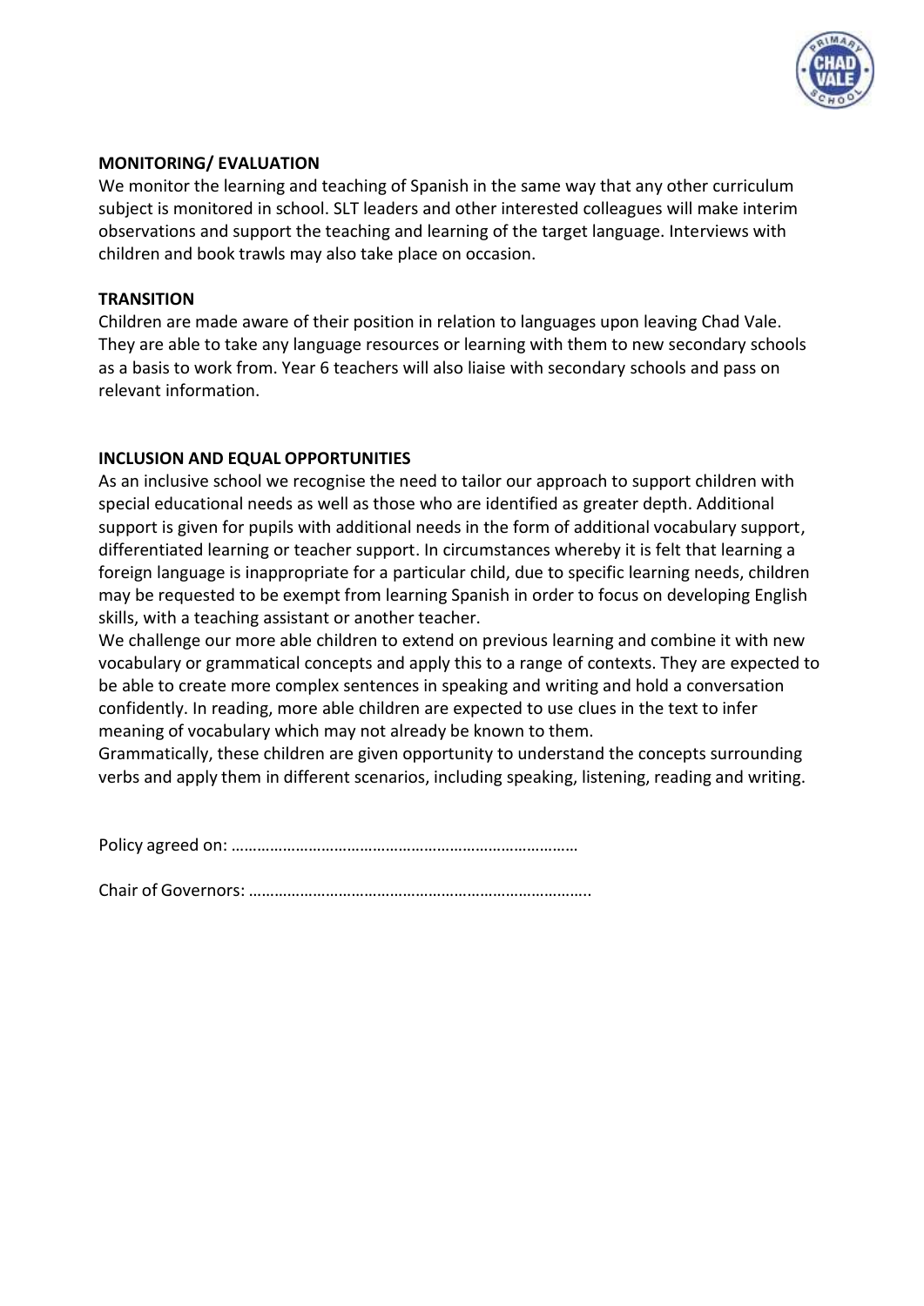**MONITORING/ EVALUATION**

We monitor the learning and teaching of Spanish in the same way that any other curriculum subject is monitored in school. SLT leaders and other interested colleagues will make interim observations and support the teaching and learning of the target language. Interviews with children and book trawls may also take place on occasion.

**TRANSITION**

Children are made aware of their position in relation to languages upon leaving Chad Vale. They are able to take any language resources or learning with them to new secondary schools as a basis to work from. Year 6 teachers will also liaise with secondary schools and pass on relevant information.

**INCLUSION AND EQUAL OPPORTUNITIES**

As an inclusive school we recognise the need to tailor our approach to support children with special educational needs as well as those who are identified as greater depth. Additional support is given for pupils with additional needs in the form of additional vocabulary support, differentiated learning or teacher support. In circumstances whereby it is felt that learning a foreign language is inappropriate for a particular child, due to specific learning needs, children may be requested to be exempt from learning Spanish in order to focus on developing English skills, with a teaching assistant or another teacher.

We challenge our more able children to extend on previous learning and combine it with new vocabulary or grammatical concepts and apply this to a range of contexts. They are expected to be able to create more complex sentences in speaking and writing and hold a conversation confidently. In reading, more able children are expected to use clues in the text to infer meaning of vocabulary which may not already be known to them.

Grammatically, these children are given opportunity to understand the concepts surrounding verbs and apply them in different scenarios, including speaking, listening, reading and writing.

Policy agreed on: ………………………………………………………………………

Chair of Governors: ……………………………………………………………………..